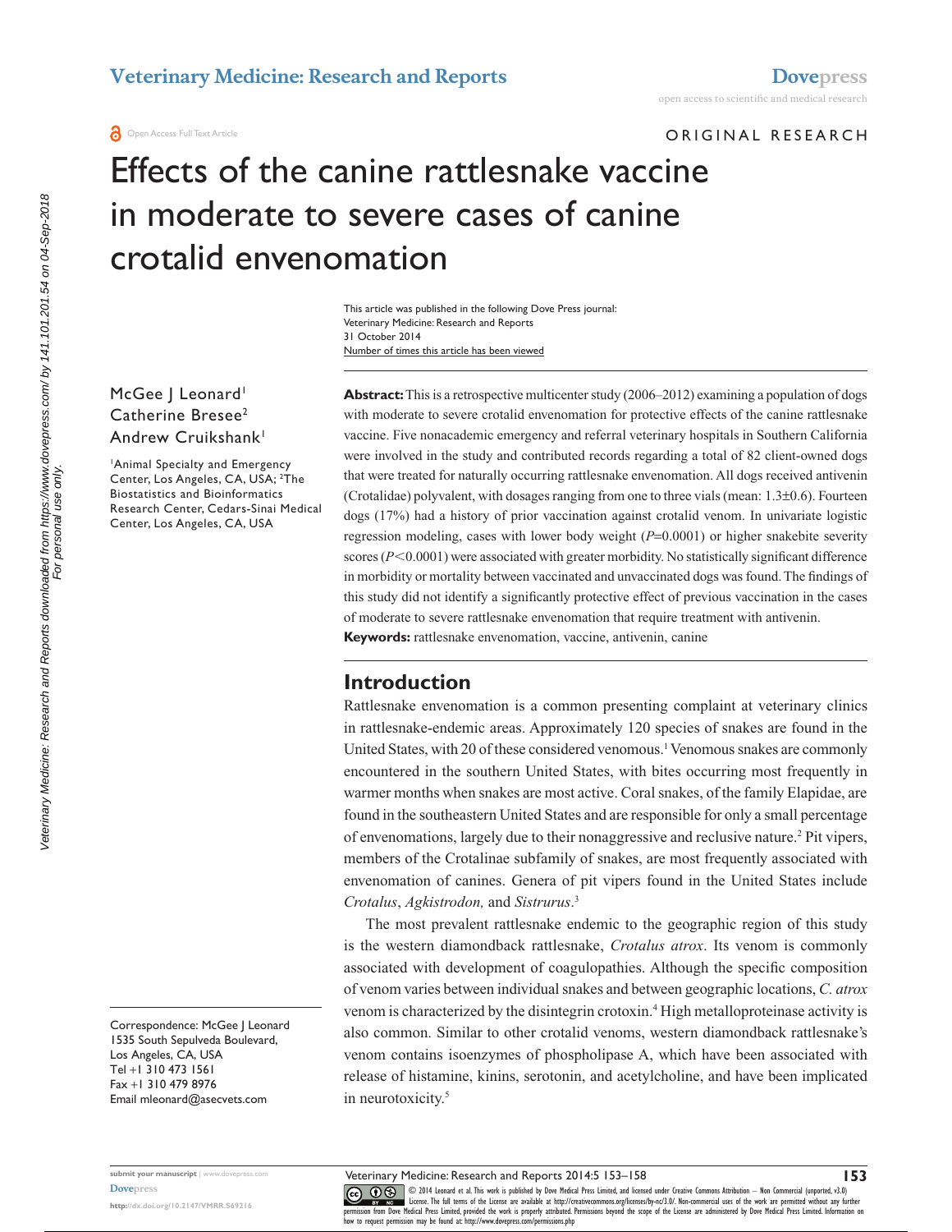ORIGINAL RESEARCH

# Effects of the canine rattlesnake vaccine in moderate to severe cases of canine crotalid envenomation

McGee J Leonard[1]
Catherine Bresee[2]
Andrew Cruikshank[1]

[1]Animal Specialty and Emergency Center, Los Angeles, CA, USA; [2]The Biostatistics and Bioinformatics Research Center, Cedars-Sinai Medical Center, Los Angeles, CA, USA

Correspondence: McGee J Leonard
1535 South Sepulveda Boulevard, Los Angeles, CA, USA
Tel +1 310 473 1561
Fax +1 310 479 8976
Email mleonard@asecvets.com

**Abstract:** This is a retrospective multicenter study (2006–2012) examining a population of dogs with moderate to severe crotalid envenomation for protective effects of the canine rattlesnake vaccine. Five nonacademic emergency and referral veterinary hospitals in Southern California were involved in the study and contributed records regarding a total of 82 client-owned dogs that were treated for naturally occurring rattlesnake envenomation. All dogs received antivenin (Crotalidae) polyvalent, with dosages ranging from one to three vials (mean: 1.3±0.6). Fourteen dogs (17%) had a history of prior vaccination against crotalid venom. In univariate logistic regression modeling, cases with lower body weight ($P$=0.0001) or higher snakebite severity scores ($P<0.0001$) were associated with greater morbidity. No statistically significant difference in morbidity or mortality between vaccinated and unvaccinated dogs was found. The findings of this study did not identify a significantly protective effect of previous vaccination in the cases of moderate to severe rattlesnake envenomation that require treatment with antivenin.

**Keywords:** rattlesnake envenomation, vaccine, antivenin, canine

## Introduction

Rattlesnake envenomation is a common presenting complaint at veterinary clinics in rattlesnake-endemic areas. Approximately 120 species of snakes are found in the United States, with 20 of these considered venomous.[1] Venomous snakes are commonly encountered in the southern United States, with bites occurring most frequently in warmer months when snakes are most active. Coral snakes, of the family Elapidae, are found in the southeastern United States and are responsible for only a small percentage of envenomations, largely due to their nonaggressive and reclusive nature.[2] Pit vipers, members of the Crotalinae subfamily of snakes, are most frequently associated with envenomation of canines. Genera of pit vipers found in the United States include *Crotalus*, *Agkistrodon,* and *Sistrurus*.[3]

The most prevalent rattlesnake endemic to the geographic region of this study is the western diamondback rattlesnake, *Crotalus atrox*. Its venom is commonly associated with development of coagulopathies. Although the specific composition of venom varies between individual snakes and between geographic locations, *C. atrox* venom is characterized by the disintegrin crotoxin.[4] High metalloproteinase activity is also common. Similar to other crotalid venoms, western diamondback rattlesnake's venom contains isoenzymes of phospholipase A, which have been associated with release of histamine, kinins, serotonin, and acetylcholine, and have been implicated in neurotoxicity.[5]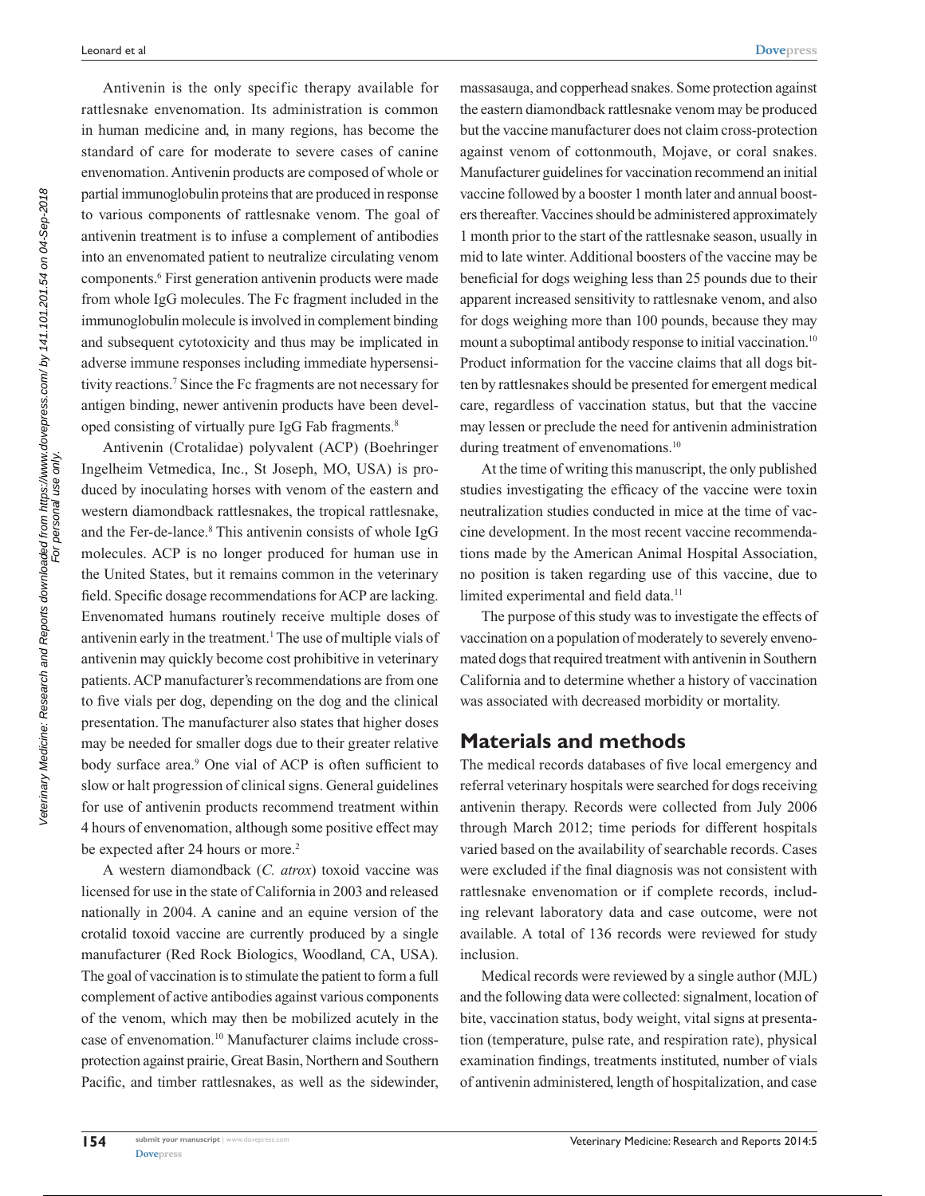Antivenin is the only specific therapy available for rattlesnake envenomation. Its administration is common in human medicine and, in many regions, has become the standard of care for moderate to severe cases of canine envenomation. Antivenin products are composed of whole or partial immunoglobulin proteins that are produced in response to various components of rattlesnake venom. The goal of antivenin treatment is to infuse a complement of antibodies into an envenomated patient to neutralize circulating venom components.[6] First generation antivenin products were made from whole IgG molecules. The Fc fragment included in the immunoglobulin molecule is involved in complement binding and subsequent cytotoxicity and thus may be implicated in adverse immune responses including immediate hypersensitivity reactions.[7] Since the Fc fragments are not necessary for antigen binding, newer antivenin products have been developed consisting of virtually pure IgG Fab fragments.[8]

Antivenin (Crotalidae) polyvalent (ACP) (Boehringer Ingelheim Vetmedica, Inc., St Joseph, MO, USA) is produced by inoculating horses with venom of the eastern and western diamondback rattlesnakes, the tropical rattlesnake, and the Fer-de-lance.[8] This antivenin consists of whole IgG molecules. ACP is no longer produced for human use in the United States, but it remains common in the veterinary field. Specific dosage recommendations for ACP are lacking. Envenomated humans routinely receive multiple doses of antivenin early in the treatment.[1] The use of multiple vials of antivenin may quickly become cost prohibitive in veterinary patients. ACP manufacturer's recommendations are from one to five vials per dog, depending on the dog and the clinical presentation. The manufacturer also states that higher doses may be needed for smaller dogs due to their greater relative body surface area.[9] One vial of ACP is often sufficient to slow or halt progression of clinical signs. General guidelines for use of antivenin products recommend treatment within 4 hours of envenomation, although some positive effect may be expected after 24 hours or more.[2]

A western diamondback (*C. atrox*) toxoid vaccine was licensed for use in the state of California in 2003 and released nationally in 2004. A canine and an equine version of the crotalid toxoid vaccine are currently produced by a single manufacturer (Red Rock Biologics, Woodland, CA, USA). The goal of vaccination is to stimulate the patient to form a full complement of active antibodies against various components of the venom, which may then be mobilized acutely in the case of envenomation.[10] Manufacturer claims include cross-protection against prairie, Great Basin, Northern and Southern Pacific, and timber rattlesnakes, as well as the sidewinder, massasauga, and copperhead snakes. Some protection against the eastern diamondback rattlesnake venom may be produced but the vaccine manufacturer does not claim cross-protection against venom of cottonmouth, Mojave, or coral snakes. Manufacturer guidelines for vaccination recommend an initial vaccine followed by a booster 1 month later and annual boosters thereafter. Vaccines should be administered approximately 1 month prior to the start of the rattlesnake season, usually in mid to late winter. Additional boosters of the vaccine may be beneficial for dogs weighing less than 25 pounds due to their apparent increased sensitivity to rattlesnake venom, and also for dogs weighing more than 100 pounds, because they may mount a suboptimal antibody response to initial vaccination.[10] Product information for the vaccine claims that all dogs bitten by rattlesnakes should be presented for emergent medical care, regardless of vaccination status, but that the vaccine may lessen or preclude the need for antivenin administration during treatment of envenomations.[10]

At the time of writing this manuscript, the only published studies investigating the efficacy of the vaccine were toxin neutralization studies conducted in mice at the time of vaccine development. In the most recent vaccine recommendations made by the American Animal Hospital Association, no position is taken regarding use of this vaccine, due to limited experimental and field data.[11]

The purpose of this study was to investigate the effects of vaccination on a population of moderately to severely envenomated dogs that required treatment with antivenin in Southern California and to determine whether a history of vaccination was associated with decreased morbidity or mortality.

## Materials and methods

The medical records databases of five local emergency and referral veterinary hospitals were searched for dogs receiving antivenin therapy. Records were collected from July 2006 through March 2012; time periods for different hospitals varied based on the availability of searchable records. Cases were excluded if the final diagnosis was not consistent with rattlesnake envenomation or if complete records, including relevant laboratory data and case outcome, were not available. A total of 136 records were reviewed for study inclusion.

Medical records were reviewed by a single author (MJL) and the following data were collected: signalment, location of bite, vaccination status, body weight, vital signs at presentation (temperature, pulse rate, and respiration rate), physical examination findings, treatments instituted, number of vials of antivenin administered, length of hospitalization, and case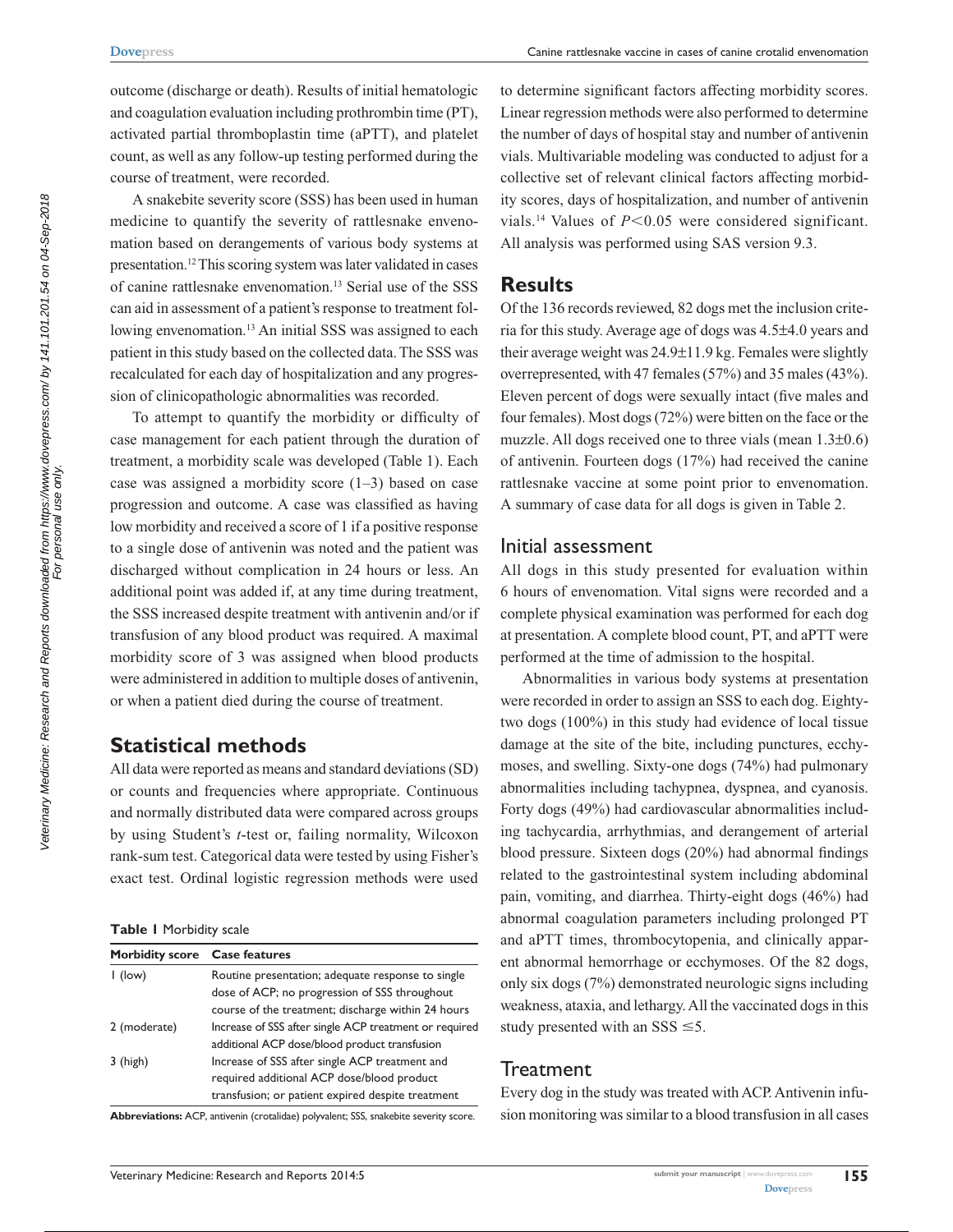outcome (discharge or death). Results of initial hematologic and coagulation evaluation including prothrombin time (PT), activated partial thromboplastin time (aPTT), and platelet count, as well as any follow-up testing performed during the course of treatment, were recorded.

A snakebite severity score (SSS) has been used in human medicine to quantify the severity of rattlesnake envenomation based on derangements of various body systems at presentation.[12] This scoring system was later validated in cases of canine rattlesnake envenomation.[13] Serial use of the SSS can aid in assessment of a patient's response to treatment following envenomation.[13] An initial SSS was assigned to each patient in this study based on the collected data. The SSS was recalculated for each day of hospitalization and any progression of clinicopathologic abnormalities was recorded.

To attempt to quantify the morbidity or difficulty of case management for each patient through the duration of treatment, a morbidity scale was developed (Table 1). Each case was assigned a morbidity score (1–3) based on case progression and outcome. A case was classified as having low morbidity and received a score of 1 if a positive response to a single dose of antivenin was noted and the patient was discharged without complication in 24 hours or less. An additional point was added if, at any time during treatment, the SSS increased despite treatment with antivenin and/or if transfusion of any blood product was required. A maximal morbidity score of 3 was assigned when blood products were administered in addition to multiple doses of antivenin, or when a patient died during the course of treatment.

**Table 1** Morbidity scale

| Morbidity score | Case features |
|---|---|
| 1 (low) | Routine presentation; adequate response to single dose of ACP; no progression of SSS throughout course of the treatment; discharge within 24 hours |
| 2 (moderate) | Increase of SSS after single ACP treatment or required additional ACP dose/blood product transfusion |
| 3 (high) | Increase of SSS after single ACP treatment and required additional ACP dose/blood product transfusion; or patient expired despite treatment |

**Abbreviations:** ACP, antivenin (crotalidae) polyvalent; SSS, snakebite severity score.

## Statistical methods

All data were reported as means and standard deviations (SD) or counts and frequencies where appropriate. Continuous and normally distributed data were compared across groups by using Student's *t*-test or, failing normality, Wilcoxon rank-sum test. Categorical data were tested by using Fisher's exact test. Ordinal logistic regression methods were used to determine significant factors affecting morbidity scores. Linear regression methods were also performed to determine the number of days of hospital stay and number of antivenin vials. Multivariable modeling was conducted to adjust for a collective set of relevant clinical factors affecting morbidity scores, days of hospitalization, and number of antivenin vials.[14] Values of $P<0.05$ were considered significant. All analysis was performed using SAS version 9.3.

## Results

Of the 136 records reviewed, 82 dogs met the inclusion criteria for this study. Average age of dogs was 4.5±4.0 years and their average weight was 24.9±11.9 kg. Females were slightly overrepresented, with 47 females (57%) and 35 males (43%). Eleven percent of dogs were sexually intact (five males and four females). Most dogs (72%) were bitten on the face or the muzzle. All dogs received one to three vials (mean 1.3±0.6) of antivenin. Fourteen dogs (17%) had received the canine rattlesnake vaccine at some point prior to envenomation. A summary of case data for all dogs is given in Table 2.

### Initial assessment

All dogs in this study presented for evaluation within 6 hours of envenomation. Vital signs were recorded and a complete physical examination was performed for each dog at presentation. A complete blood count, PT, and aPTT were performed at the time of admission to the hospital.

Abnormalities in various body systems at presentation were recorded in order to assign an SSS to each dog. Eighty-two dogs (100%) in this study had evidence of local tissue damage at the site of the bite, including punctures, ecchymoses, and swelling. Sixty-one dogs (74%) had pulmonary abnormalities including tachypnea, dyspnea, and cyanosis. Forty dogs (49%) had cardiovascular abnormalities including tachycardia, arrhythmias, and derangement of arterial blood pressure. Sixteen dogs (20%) had abnormal findings related to the gastrointestinal system including abdominal pain, vomiting, and diarrhea. Thirty-eight dogs (46%) had abnormal coagulation parameters including prolonged PT and aPTT times, thrombocytopenia, and clinically apparent abnormal hemorrhage or ecchymoses. Of the 82 dogs, only six dogs (7%) demonstrated neurologic signs including weakness, ataxia, and lethargy. All the vaccinated dogs in this study presented with an SSS $\leq 5$.

### Treatment

Every dog in the study was treated with ACP. Antivenin infusion monitoring was similar to a blood transfusion in all cases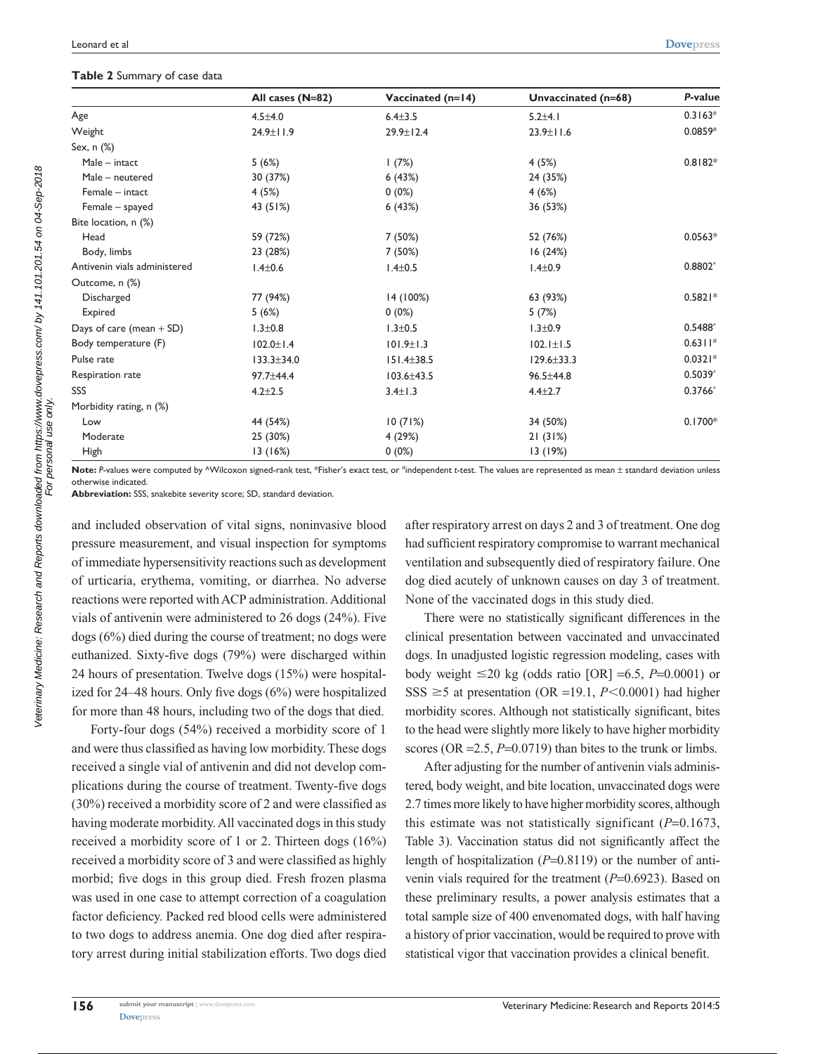**Table 2** Summary of case data

| | All cases (N=82) | Vaccinated (n=14) | Unvaccinated (n=68) | *P*-value |
|---|---|---|---|---|
| Age | 4.5±4.0 | 6.4±3.5 | 5.2±4.1 | 0.3163# |
| Weight | 24.9±11.9 | 29.9±12.4 | 23.9±11.6 | 0.0859# |
| Sex, n (%) | | | | |
| Male – intact | 5 (6%) | 1 (7%) | 4 (5%) | 0.8182* |
| Male – neutered | 30 (37%) | 6 (43%) | 24 (35%) | |
| Female – intact | 4 (5%) | 0 (0%) | 4 (6%) | |
| Female – spayed | 43 (51%) | 6 (43%) | 36 (53%) | |
| Bite location, n (%) | | | | |
| Head | 59 (72%) | 7 (50%) | 52 (76%) | 0.0563* |
| Body, limbs | 23 (28%) | 7 (50%) | 16 (24%) | |
| Antivenin vials administered | 1.4±0.6 | 1.4±0.5 | 1.4±0.9 | 0.8802^ |
| Outcome, n (%) | | | | |
| Discharged | 77 (94%) | 14 (100%) | 63 (93%) | 0.5821* |
| Expired | 5 (6%) | 0 (0%) | 5 (7%) | |
| Days of care (mean + SD) | 1.3±0.8 | 1.3±0.5 | 1.3±0.9 | 0.5488^ |
| Body temperature (F) | 102.0±1.4 | 101.9±1.3 | 102.1±1.5 | 0.6311# |
| Pulse rate | 133.3±34.0 | 151.4±38.5 | 129.6±33.3 | 0.0321# |
| Respiration rate | 97.7±44.4 | 103.6±43.5 | 96.5±44.8 | 0.5039^ |
| SSS | 4.2±2.5 | 3.4±1.3 | 4.4±2.7 | 0.3766^ |
| Morbidity rating, n (%) | | | | |
| Low | 44 (54%) | 10 (71%) | 34 (50%) | 0.1700* |
| Moderate | 25 (30%) | 4 (29%) | 21 (31%) | |
| High | 13 (16%) | 0 (0%) | 13 (19%) | |

**Note:** *P*-values were computed by ^Wilcoxon signed-rank test, *Fisher's exact test, or #independent *t*-test. The values are represented as mean ± standard deviation unless otherwise indicated.
**Abbreviation:** SSS, snakebite severity score; SD, standard deviation.

and included observation of vital signs, noninvasive blood pressure measurement, and visual inspection for symptoms of immediate hypersensitivity reactions such as development of urticaria, erythema, vomiting, or diarrhea. No adverse reactions were reported with ACP administration. Additional vials of antivenin were administered to 26 dogs (24%). Five dogs (6%) died during the course of treatment; no dogs were euthanized. Sixty-five dogs (79%) were discharged within 24 hours of presentation. Twelve dogs (15%) were hospitalized for 24–48 hours. Only five dogs (6%) were hospitalized for more than 48 hours, including two of the dogs that died.

Forty-four dogs (54%) received a morbidity score of 1 and were thus classified as having low morbidity. These dogs received a single vial of antivenin and did not develop complications during the course of treatment. Twenty-five dogs (30%) received a morbidity score of 2 and were classified as having moderate morbidity. All vaccinated dogs in this study received a morbidity score of 1 or 2. Thirteen dogs (16%) received a morbidity score of 3 and were classified as highly morbid; five dogs in this group died. Fresh frozen plasma was used in one case to attempt correction of a coagulation factor deficiency. Packed red blood cells were administered to two dogs to address anemia. One dog died after respiratory arrest during initial stabilization efforts. Two dogs died after respiratory arrest on days 2 and 3 of treatment. One dog had sufficient respiratory compromise to warrant mechanical ventilation and subsequently died of respiratory failure. One dog died acutely of unknown causes on day 3 of treatment. None of the vaccinated dogs in this study died.

There were no statistically significant differences in the clinical presentation between vaccinated and unvaccinated dogs. In unadjusted logistic regression modeling, cases with body weight ≤20 kg (odds ratio [OR] =6.5, *P*=0.0001) or SSS ≥5 at presentation (OR =19.1, *P*<0.0001) had higher morbidity scores. Although not statistically significant, bites to the head were slightly more likely to have higher morbidity scores (OR =2.5, *P*=0.0719) than bites to the trunk or limbs.

After adjusting for the number of antivenin vials administered, body weight, and bite location, unvaccinated dogs were 2.7 times more likely to have higher morbidity scores, although this estimate was not statistically significant (*P*=0.1673, Table 3). Vaccination status did not significantly affect the length of hospitalization (*P*=0.8119) or the number of antivenin vials required for the treatment (*P*=0.6923). Based on these preliminary results, a power analysis estimates that a total sample size of 400 envenomated dogs, with half having a history of prior vaccination, would be required to prove with statistical vigor that vaccination provides a clinical benefit.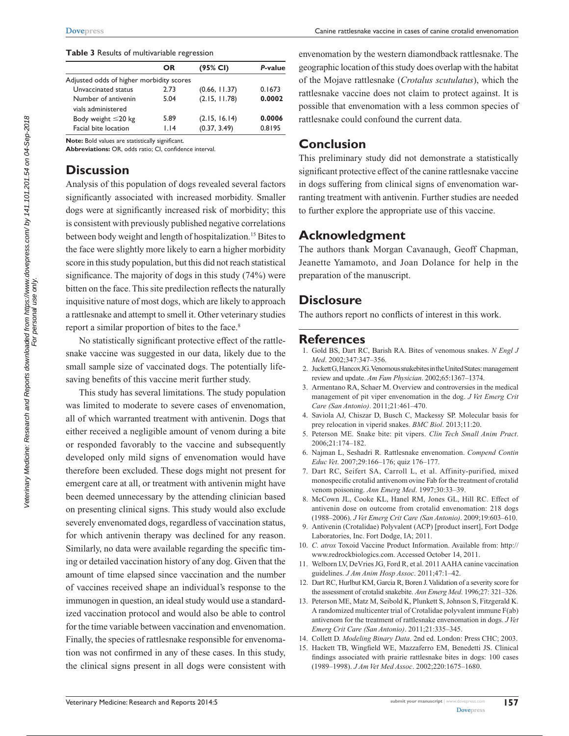**Table 3** Results of multivariable regression

| | OR | (95% CI) | *P*-value |
|---|---|---|---|
| Adjusted odds of higher morbidity scores | | | |
| Unvaccinated status | 2.73 | (0.66, 11.37) | 0.1673 |
| Number of antivenin vials administered | 5.04 | (2.15, 11.78) | **0.0002** |
| Body weight ≤20 kg | 5.89 | (2.15, 16.14) | **0.0006** |
| Facial bite location | 1.14 | (0.37, 3.49) | 0.8195 |

**Note:** Bold values are statistically significant.
**Abbreviations:** OR, odds ratio; CI, confidence interval.

## Discussion

Analysis of this population of dogs revealed several factors significantly associated with increased morbidity. Smaller dogs were at significantly increased risk of morbidity; this is consistent with previously published negative correlations between body weight and length of hospitalization.[15] Bites to the face were slightly more likely to earn a higher morbidity score in this study population, but this did not reach statistical significance. The majority of dogs in this study (74%) were bitten on the face. This site predilection reflects the naturally inquisitive nature of most dogs, which are likely to approach a rattlesnake and attempt to smell it. Other veterinary studies report a similar proportion of bites to the face.[8]

No statistically significant protective effect of the rattlesnake vaccine was suggested in our data, likely due to the small sample size of vaccinated dogs. The potentially life-saving benefits of this vaccine merit further study.

This study has several limitations. The study population was limited to moderate to severe cases of envenomation, all of which warranted treatment with antivenin. Dogs that either received a negligible amount of venom during a bite or responded favorably to the vaccine and subsequently developed only mild signs of envenomation would have therefore been excluded. These dogs might not present for emergent care at all, or treatment with antivenin might have been deemed unnecessary by the attending clinician based on presenting clinical signs. This study would also exclude severely envenomated dogs, regardless of vaccination status, for which antivenin therapy was declined for any reason. Similarly, no data were available regarding the specific timing or detailed vaccination history of any dog. Given that the amount of time elapsed since vaccination and the number of vaccines received shape an individual's response to the immunogen in question, an ideal study would use a standardized vaccination protocol and would also be able to control for the time variable between vaccination and envenomation. Finally, the species of rattlesnake responsible for envenomation was not confirmed in any of these cases. In this study, the clinical signs present in all dogs were consistent with envenomation by the western diamondback rattlesnake. The geographic location of this study does overlap with the habitat of the Mojave rattlesnake (*Crotalus scutulatus*), which the rattlesnake vaccine does not claim to protect against. It is possible that envenomation with a less common species of rattlesnake could confound the current data.

## Conclusion

This preliminary study did not demonstrate a statistically significant protective effect of the canine rattlesnake vaccine in dogs suffering from clinical signs of envenomation warranting treatment with antivenin. Further studies are needed to further explore the appropriate use of this vaccine.

## Acknowledgment

The authors thank Morgan Cavanaugh, Geoff Chapman, Jeanette Yamamoto, and Joan Dolance for help in the preparation of the manuscript.

## Disclosure

The authors report no conflicts of interest in this work.

## References

1. Gold BS, Dart RC, Barish RA. Bites of venomous snakes. *N Engl J Med*. 2002;347:347–356.
2. Juckett G, Hancox JG. Venomous snakebites in the United States: management review and update. *Am Fam Physician*. 2002;65:1367–1374.
3. Armentano RA, Schaer M. Overview and controversies in the medical management of pit viper envenomation in the dog. *J Vet Emerg Crit Care (San Antonio)*. 2011;21:461–470.
4. Saviola AJ, Chiszar D, Busch C, Mackessy SP. Molecular basis for prey relocation in viperid snakes. *BMC Biol*. 2013;11:20.
5. Peterson ME. Snake bite: pit vipers. *Clin Tech Small Anim Pract*. 2006;21:174–182.
6. Najman L, Seshadri R. Rattlesnake envenomation. *Compend Contin Educ Vet*. 2007;29:166–176; quiz 176–177.
7. Dart RC, Seifert SA, Carroll L, et al. Affinity-purified, mixed monospecific crotalid antivenom ovine Fab for the treatment of crotalid venom poisoning. *Ann Emerg Med*. 1997;30:33–39.
8. McCown JL, Cooke KL, Hanel RM, Jones GL, Hill RC. Effect of antivenin dose on outcome from crotalid envenomation: 218 dogs (1988–2006). *J Vet Emerg Crit Care (San Antonio)*. 2009;19:603–610.
9. Antivenin (Crotalidae) Polyvalent (ACP) [product insert], Fort Dodge Laboratories, Inc. Fort Dodge, IA; 2011.
10. *C. atrox* Toxoid Vaccine Product Information. Available from: http://www.redrockbiologics.com. Accessed October 14, 2011.
11. Welborn LV, DeVries JG, Ford R, et al. 2011 AAHA canine vaccination guidelines. *J Am Anim Hosp Assoc*. 2011;47:1–42.
12. Dart RC, Hurlbut KM, Garcia R, Boren J. Validation of a severity score for the assessment of crotalid snakebite. *Ann Emerg Med*. 1996;27: 321–326.
13. Peterson ME, Matz M, Seibold K, Plunkett S, Johnson S, Fitzgerald K. A randomized multicenter trial of Crotalidae polyvalent immune F(ab) antivenom for the treatment of rattlesnake envenomation in dogs. *J Vet Emerg Crit Care (San Antonio)*. 2011;21:335–345.
14. Collett D. *Modeling Binary Data*. 2nd ed. London: Press CHC; 2003.
15. Hackett TB, Wingfield WE, Mazzaferro EM, Benedetti JS. Clinical findings associated with prairie rattlesnake bites in dogs: 100 cases (1989–1998). *J Am Vet Med Assoc*. 2002;220:1675–1680.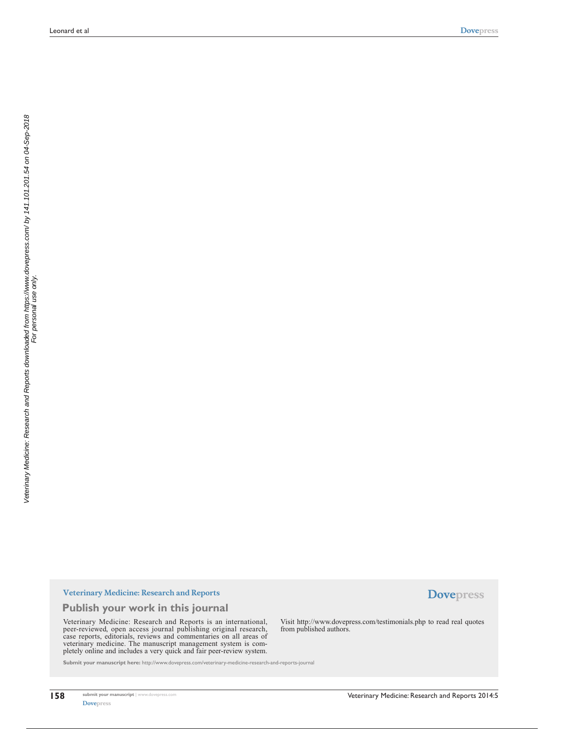**Veterinary Medicine: Research and Reports**

**Dovepress**

## Publish your work in this journal

Veterinary Medicine: Research and Reports is an international, peer-reviewed, open access journal publishing original research, case reports, editorials, reviews and commentaries on all areas of veterinary medicine. The manuscript management system is completely online and includes a very quick and fair peer-review system.

Visit http://www.dovepress.com/testimonials.php to read real quotes from published authors.

**Submit your manuscript here:** http://www.dovepress.com/veterinary-medicine-research-and-reports-journal